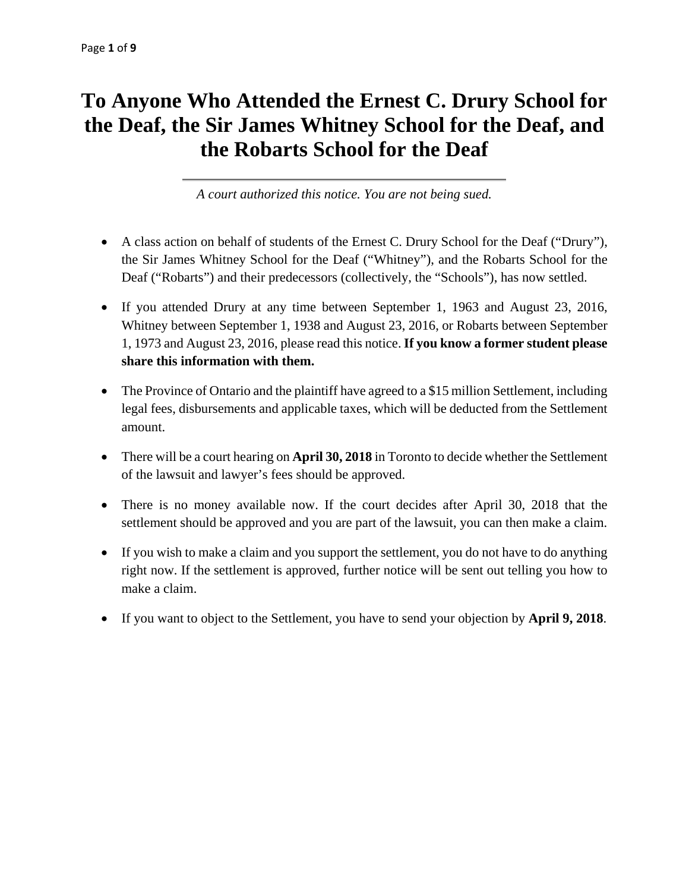# To Anyone Who Attended the Ernest C. Drury School for the Deaf, the Sir James Whitney School for the Deaf, and the Robarts School for the Deaf

---

*A court authorized this notice. You are not being sued.*

- A class action on behalf of students of the Ernest C. Drury School for the Deaf ("Drury"), the Sir James Whitney School for the Deaf ("Whitney"), and the Robarts School for the Deaf ("Robarts") and their predecessors (collectively, the "Schools"), has now settled.
- If you attended Drury at any time between September 1, 1963 and August 23, 2016, Whitney between September 1, 1938 and August 23, 2016, or Robarts between September 1, 1973 and August 23, 2016, please read this notice. **If you know a former student please share this information with them.**
- The Province of Ontario and the plaintiff have agreed to a $15 million Settlement, including legal fees, disbursements and applicable taxes, which will be deducted from the Settlement amount.
- There will be a court hearing on **April 30, 2018** in Toronto to decide whether the Settlement of the lawsuit and lawyer's fees should be approved.
- There is no money available now. If the court decides after April 30, 2018 that the settlement should be approved and you are part of the lawsuit, you can then make a claim.
- If you wish to make a claim and you support the settlement, you do not have to do anything right now. If the settlement is approved, further notice will be sent out telling you how to make a claim.
- If you want to object to the Settlement, you have to send your objection by **April 9, 2018**.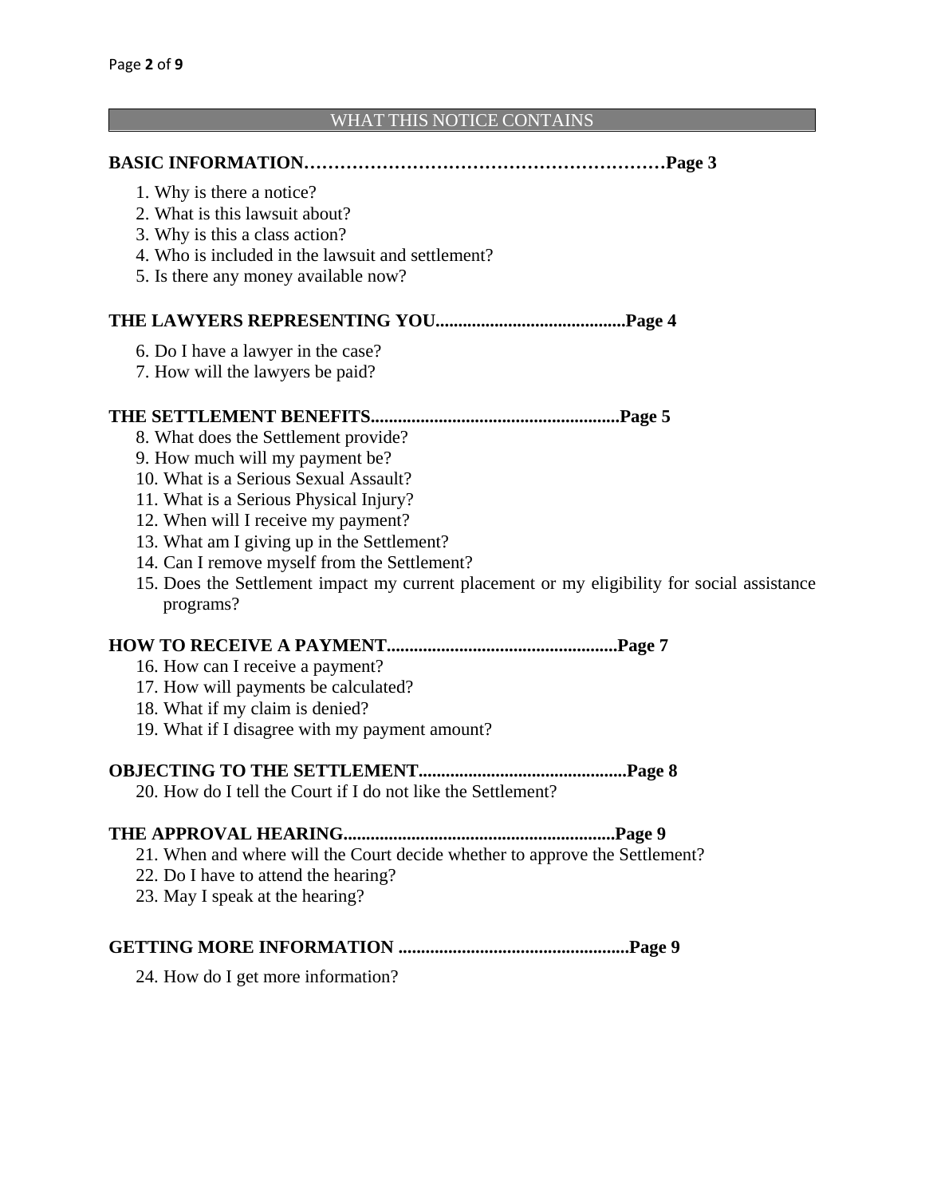## WHAT THIS NOTICE CONTAINS

**BASIC INFORMATION……………………………………………………Page 3**

1. Why is there a notice?
2. What is this lawsuit about?
3. Why is this a class action?
4. Who is included in the lawsuit and settlement?
5. Is there any money available now?

**THE LAWYERS REPRESENTING YOU..........................................Page 4**

6. Do I have a lawyer in the case?
7. How will the lawyers be paid?

**THE SETTLEMENT BENEFITS.......................................................Page 5**

8. What does the Settlement provide?
9. How much will my payment be?
10. What is a Serious Sexual Assault?
11. What is a Serious Physical Injury?
12. When will I receive my payment?
13. What am I giving up in the Settlement?
14. Can I remove myself from the Settlement?
15. Does the Settlement impact my current placement or my eligibility for social assistance programs?

**HOW TO RECEIVE A PAYMENT...................................................Page 7**

16. How can I receive a payment?
17. How will payments be calculated?
18. What if my claim is denied?
19. What if I disagree with my payment amount?

**OBJECTING TO THE SETTLEMENT.............................................Page 8**

20. How do I tell the Court if I do not like the Settlement?

**THE APPROVAL HEARING............................................................Page 9**

21. When and where will the Court decide whether to approve the Settlement?
22. Do I have to attend the hearing?
23. May I speak at the hearing?

**GETTING MORE INFORMATION ..................................................Page 9**

24. How do I get more information?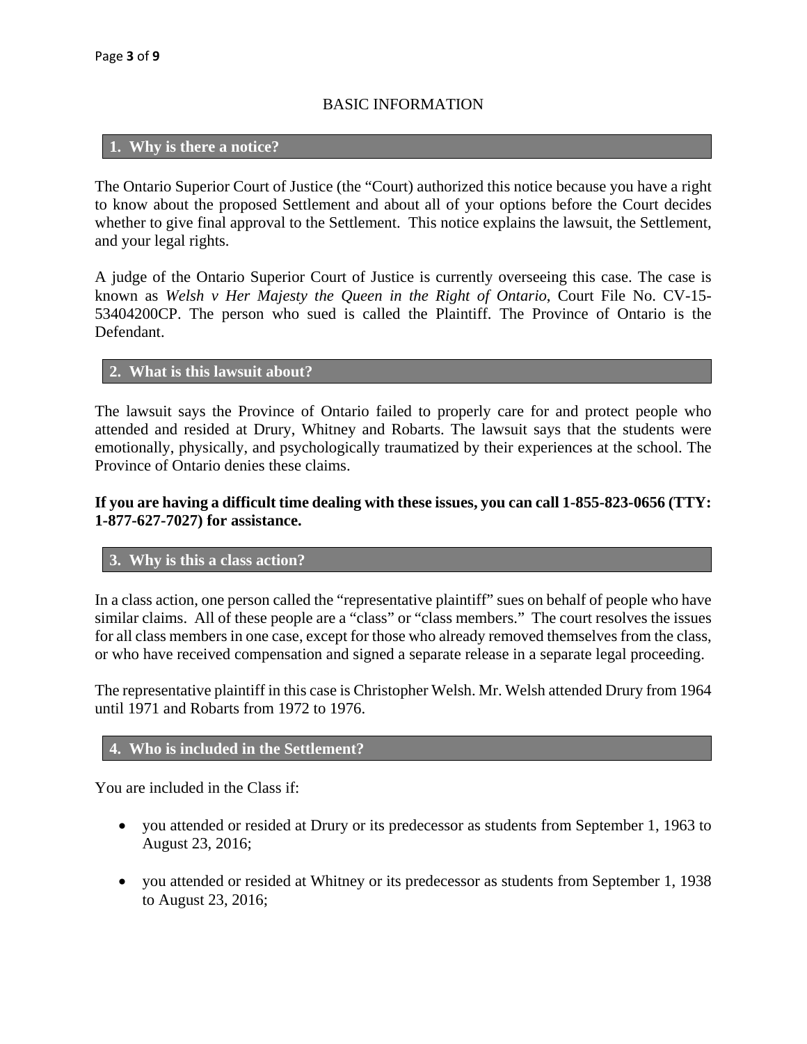## BASIC INFORMATION

### 1. Why is there a notice?

The Ontario Superior Court of Justice (the "Court) authorized this notice because you have a right to know about the proposed Settlement and about all of your options before the Court decides whether to give final approval to the Settlement. This notice explains the lawsuit, the Settlement, and your legal rights.

A judge of the Ontario Superior Court of Justice is currently overseeing this case. The case is known as *Welsh v Her Majesty the Queen in the Right of Ontario*, Court File No. CV-15-53404200CP. The person who sued is called the Plaintiff. The Province of Ontario is the Defendant.

### 2. What is this lawsuit about?

The lawsuit says the Province of Ontario failed to properly care for and protect people who attended and resided at Drury, Whitney and Robarts. The lawsuit says that the students were emotionally, physically, and psychologically traumatized by their experiences at the school. The Province of Ontario denies these claims.

**If you are having a difficult time dealing with these issues, you can call 1-855-823-0656 (TTY: 1-877-627-7027) for assistance.**

### 3. Why is this a class action?

In a class action, one person called the "representative plaintiff" sues on behalf of people who have similar claims. All of these people are a "class" or "class members." The court resolves the issues for all class members in one case, except for those who already removed themselves from the class, or who have received compensation and signed a separate release in a separate legal proceeding.

The representative plaintiff in this case is Christopher Welsh. Mr. Welsh attended Drury from 1964 until 1971 and Robarts from 1972 to 1976.

### 4. Who is included in the Settlement?

You are included in the Class if:

- you attended or resided at Drury or its predecessor as students from September 1, 1963 to August 23, 2016;
- you attended or resided at Whitney or its predecessor as students from September 1, 1938 to August 23, 2016;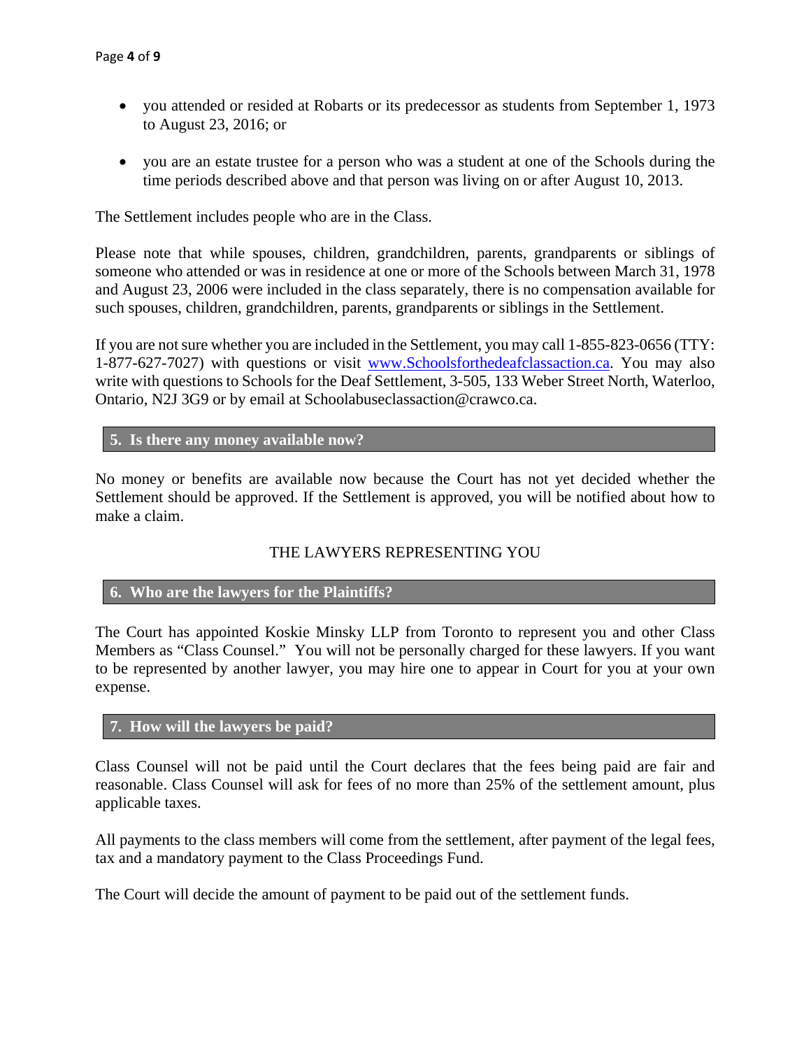- you attended or resided at Robarts or its predecessor as students from September 1, 1973 to August 23, 2016; or
- you are an estate trustee for a person who was a student at one of the Schools during the time periods described above and that person was living on or after August 10, 2013.

The Settlement includes people who are in the Class.

Please note that while spouses, children, grandchildren, parents, grandparents or siblings of someone who attended or was in residence at one or more of the Schools between March 31, 1978 and August 23, 2006 were included in the class separately, there is no compensation available for such spouses, children, grandchildren, parents, grandparents or siblings in the Settlement.

If you are not sure whether you are included in the Settlement, you may call 1-855-823-0656 (TTY: 1-877-627-7027) with questions or visit [www.Schoolsforthedeafclassaction.ca](http://www.Schoolsforthedeafclassaction.ca). You may also write with questions to Schools for the Deaf Settlement, 3-505, 133 Weber Street North, Waterloo, Ontario, N2J 3G9 or by email at Schoolabuseclassaction@crawco.ca.

### 5. Is there any money available now?

No money or benefits are available now because the Court has not yet decided whether the Settlement should be approved. If the Settlement is approved, you will be notified about how to make a claim.

## THE LAWYERS REPRESENTING YOU

### 6. Who are the lawyers for the Plaintiffs?

The Court has appointed Koskie Minsky LLP from Toronto to represent you and other Class Members as "Class Counsel." You will not be personally charged for these lawyers. If you want to be represented by another lawyer, you may hire one to appear in Court for you at your own expense.

### 7. How will the lawyers be paid?

Class Counsel will not be paid until the Court declares that the fees being paid are fair and reasonable. Class Counsel will ask for fees of no more than 25% of the settlement amount, plus applicable taxes.

All payments to the class members will come from the settlement, after payment of the legal fees, tax and a mandatory payment to the Class Proceedings Fund.

The Court will decide the amount of payment to be paid out of the settlement funds.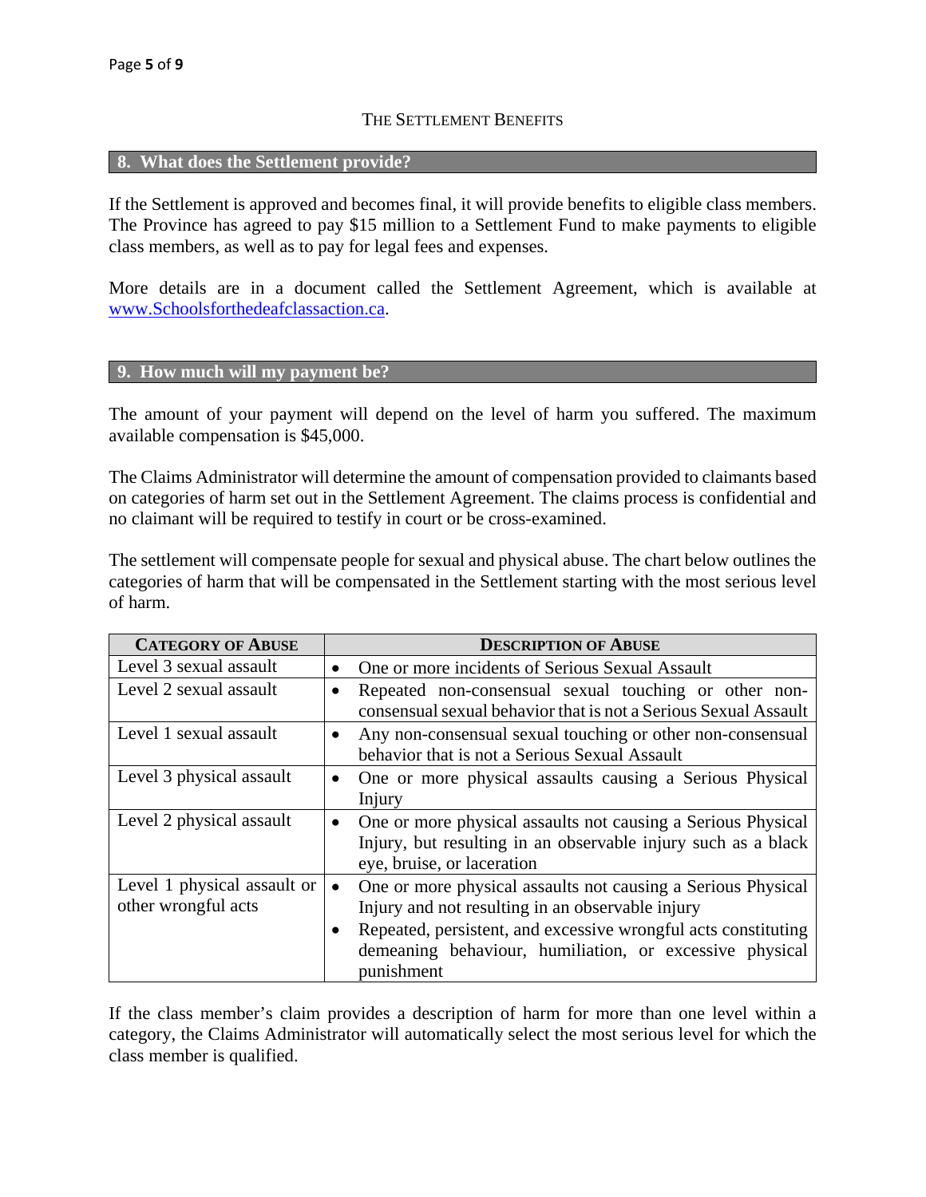## THE SETTLEMENT BENEFITS

### 8. What does the Settlement provide?

If the Settlement is approved and becomes final, it will provide benefits to eligible class members. The Province has agreed to pay $15 million to a Settlement Fund to make payments to eligible class members, as well as to pay for legal fees and expenses.

More details are in a document called the Settlement Agreement, which is available at www.Schoolsforthedeafclassaction.ca.

### 9. How much will my payment be?

The amount of your payment will depend on the level of harm you suffered. The maximum available compensation is $45,000.

The Claims Administrator will determine the amount of compensation provided to claimants based on categories of harm set out in the Settlement Agreement. The claims process is confidential and no claimant will be required to testify in court or be cross-examined.

The settlement will compensate people for sexual and physical abuse. The chart below outlines the categories of harm that will be compensated in the Settlement starting with the most serious level of harm.

| CATEGORY OF ABUSE | DESCRIPTION OF ABUSE |
|---|---|
| Level 3 sexual assault | • One or more incidents of Serious Sexual Assault |
| Level 2 sexual assault | • Repeated non-consensual sexual touching or other non-consensual sexual behavior that is not a Serious Sexual Assault |
| Level 1 sexual assault | • Any non-consensual sexual touching or other non-consensual behavior that is not a Serious Sexual Assault |
| Level 3 physical assault | • One or more physical assaults causing a Serious Physical Injury |
| Level 2 physical assault | • One or more physical assaults not causing a Serious Physical Injury, but resulting in an observable injury such as a black eye, bruise, or laceration |
| Level 1 physical assault or other wrongful acts | • One or more physical assaults not causing a Serious Physical Injury and not resulting in an observable injury<br>• Repeated, persistent, and excessive wrongful acts constituting demeaning behaviour, humiliation, or excessive physical punishment |

If the class member's claim provides a description of harm for more than one level within a category, the Claims Administrator will automatically select the most serious level for which the class member is qualified.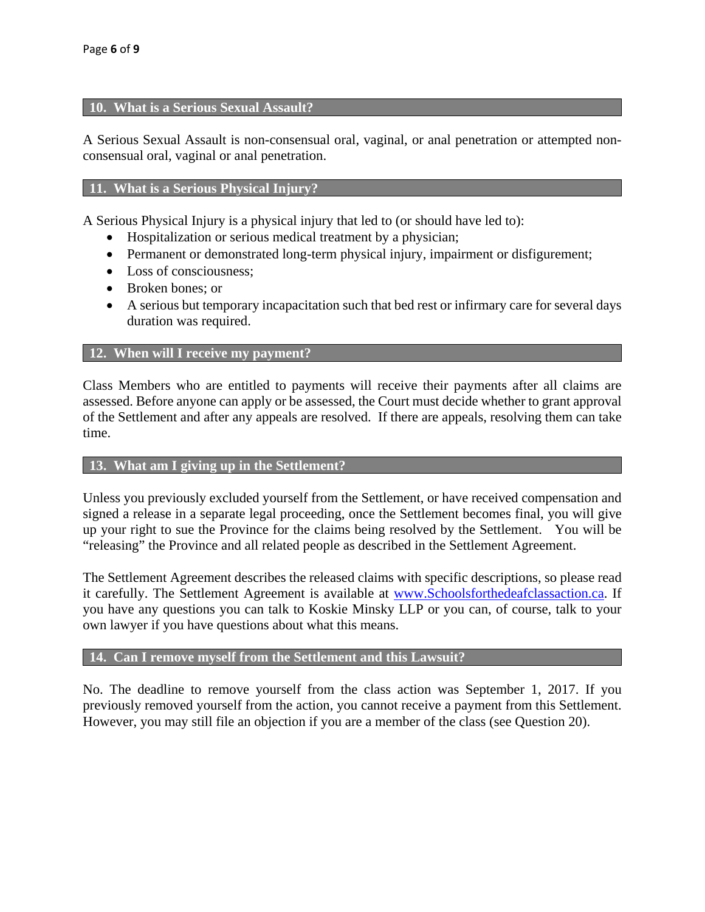## 10. What is a Serious Sexual Assault?

A Serious Sexual Assault is non-consensual oral, vaginal, or anal penetration or attempted non-consensual oral, vaginal or anal penetration.

## 11. What is a Serious Physical Injury?

A Serious Physical Injury is a physical injury that led to (or should have led to):

- Hospitalization or serious medical treatment by a physician;
- Permanent or demonstrated long-term physical injury, impairment or disfigurement;
- Loss of consciousness;
- Broken bones; or
- A serious but temporary incapacitation such that bed rest or infirmary care for several days duration was required.

## 12. When will I receive my payment?

Class Members who are entitled to payments will receive their payments after all claims are assessed. Before anyone can apply or be assessed, the Court must decide whether to grant approval of the Settlement and after any appeals are resolved. If there are appeals, resolving them can take time.

## 13. What am I giving up in the Settlement?

Unless you previously excluded yourself from the Settlement, or have received compensation and signed a release in a separate legal proceeding, once the Settlement becomes final, you will give up your right to sue the Province for the claims being resolved by the Settlement. You will be "releasing" the Province and all related people as described in the Settlement Agreement.

The Settlement Agreement describes the released claims with specific descriptions, so please read it carefully. The Settlement Agreement is available at [www.Schoolsforthedeafclassaction.ca](http://www.Schoolsforthedeafclassaction.ca). If you have any questions you can talk to Koskie Minsky LLP or you can, of course, talk to your own lawyer if you have questions about what this means.

## 14. Can I remove myself from the Settlement and this Lawsuit?

No. The deadline to remove yourself from the class action was September 1, 2017. If you previously removed yourself from the action, you cannot receive a payment from this Settlement. However, you may still file an objection if you are a member of the class (see Question 20).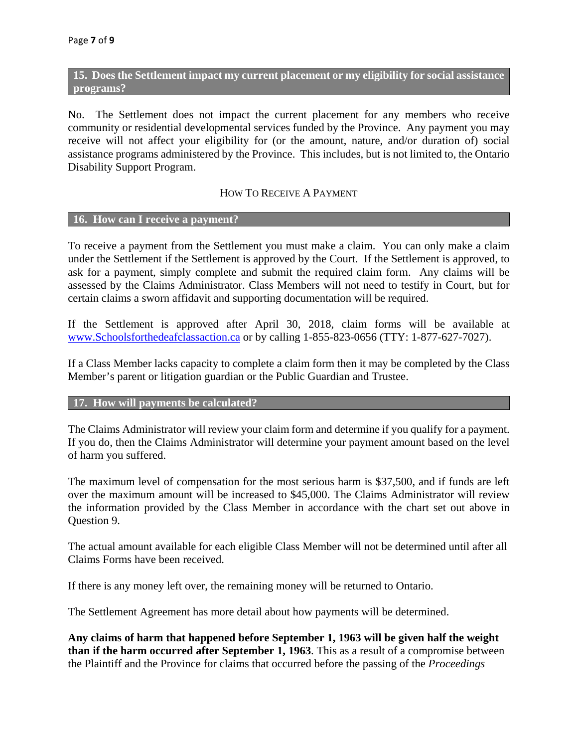## 15. Does the Settlement impact my current placement or my eligibility for social assistance programs?

No. The Settlement does not impact the current placement for any members who receive community or residential developmental services funded by the Province. Any payment you may receive will not affect your eligibility for (or the amount, nature, and/or duration of) social assistance programs administered by the Province. This includes, but is not limited to, the Ontario Disability Support Program.

# HOW TO RECEIVE A PAYMENT

## 16. How can I receive a payment?

To receive a payment from the Settlement you must make a claim. You can only make a claim under the Settlement if the Settlement is approved by the Court. If the Settlement is approved, to ask for a payment, simply complete and submit the required claim form. Any claims will be assessed by the Claims Administrator. Class Members will not need to testify in Court, but for certain claims a sworn affidavit and supporting documentation will be required.

If the Settlement is approved after April 30, 2018, claim forms will be available at [www.Schoolsforthedeafclassaction.ca](www.Schoolsforthedeafclassaction.ca) or by calling 1-855-823-0656 (TTY: 1-877-627-7027).

If a Class Member lacks capacity to complete a claim form then it may be completed by the Class Member's parent or litigation guardian or the Public Guardian and Trustee.

## 17. How will payments be calculated?

The Claims Administrator will review your claim form and determine if you qualify for a payment. If you do, then the Claims Administrator will determine your payment amount based on the level of harm you suffered.

The maximum level of compensation for the most serious harm is $37,500, and if funds are left over the maximum amount will be increased to $45,000. The Claims Administrator will review the information provided by the Class Member in accordance with the chart set out above in Question 9.

The actual amount available for each eligible Class Member will not be determined until after all Claims Forms have been received.

If there is any money left over, the remaining money will be returned to Ontario.

The Settlement Agreement has more detail about how payments will be determined.

**Any claims of harm that happened before September 1, 1963 will be given half the weight than if the harm occurred after September 1, 1963**. This as a result of a compromise between the Plaintiff and the Province for claims that occurred before the passing of the *Proceedings*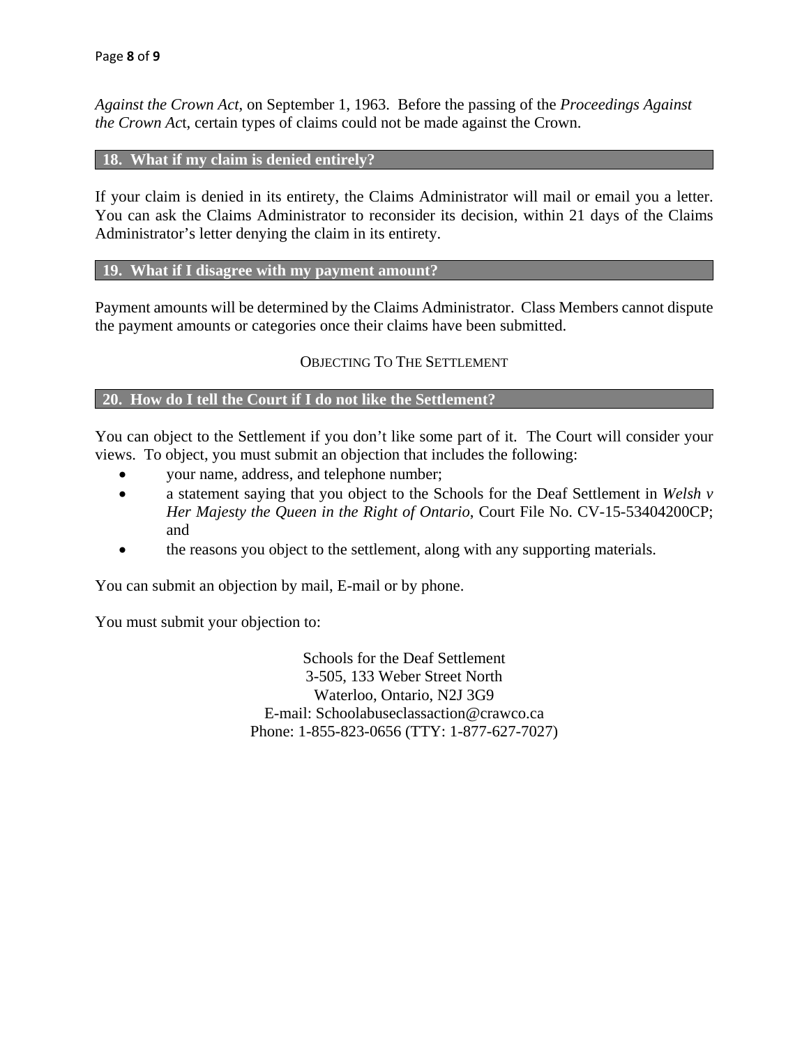*Against the Crown Act*, on September 1, 1963. Before the passing of the *Proceedings Against the Crown Ac*t, certain types of claims could not be made against the Crown.

### 18. What if my claim is denied entirely?

If your claim is denied in its entirety, the Claims Administrator will mail or email you a letter. You can ask the Claims Administrator to reconsider its decision, within 21 days of the Claims Administrator's letter denying the claim in its entirety.

### 19. What if I disagree with my payment amount?

Payment amounts will be determined by the Claims Administrator. Class Members cannot dispute the payment amounts or categories once their claims have been submitted.

## OBJECTING TO THE SETTLEMENT

### 20. How do I tell the Court if I do not like the Settlement?

You can object to the Settlement if you don't like some part of it. The Court will consider your views. To object, you must submit an objection that includes the following:

- your name, address, and telephone number;
- a statement saying that you object to the Schools for the Deaf Settlement in *Welsh v Her Majesty the Queen in the Right of Ontario*, Court File No. CV-15-53404200CP; and
- the reasons you object to the settlement, along with any supporting materials.

You can submit an objection by mail, E-mail or by phone.

You must submit your objection to:

Schools for the Deaf Settlement
3-505, 133 Weber Street North
Waterloo, Ontario, N2J 3G9
E-mail: Schoolabuseclassaction@crawco.ca
Phone: 1-855-823-0656 (TTY: 1-877-627-7027)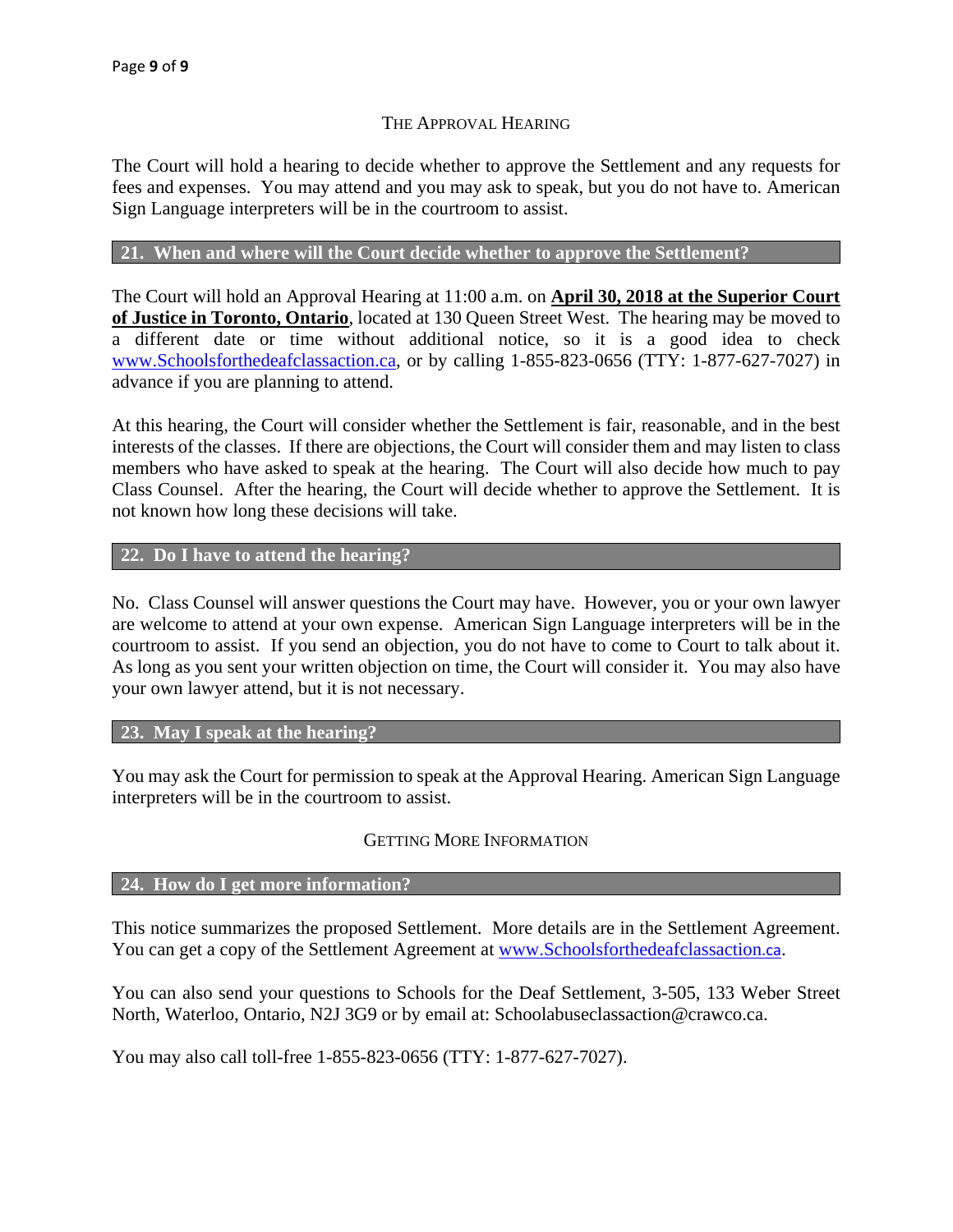## The Approval Hearing

The Court will hold a hearing to decide whether to approve the Settlement and any requests for fees and expenses. You may attend and you may ask to speak, but you do not have to. American Sign Language interpreters will be in the courtroom to assist.

### 21. When and where will the Court decide whether to approve the Settlement?

The Court will hold an Approval Hearing at 11:00 a.m. on **April 30, 2018 at the Superior Court of Justice in Toronto, Ontario**, located at 130 Queen Street West. The hearing may be moved to a different date or time without additional notice, so it is a good idea to check www.Schoolsforthedeafclassaction.ca, or by calling 1-855-823-0656 (TTY: 1-877-627-7027) in advance if you are planning to attend.

At this hearing, the Court will consider whether the Settlement is fair, reasonable, and in the best interests of the classes. If there are objections, the Court will consider them and may listen to class members who have asked to speak at the hearing. The Court will also decide how much to pay Class Counsel. After the hearing, the Court will decide whether to approve the Settlement. It is not known how long these decisions will take.

### 22. Do I have to attend the hearing?

No. Class Counsel will answer questions the Court may have. However, you or your own lawyer are welcome to attend at your own expense. American Sign Language interpreters will be in the courtroom to assist. If you send an objection, you do not have to come to Court to talk about it. As long as you sent your written objection on time, the Court will consider it. You may also have your own lawyer attend, but it is not necessary.

### 23. May I speak at the hearing?

You may ask the Court for permission to speak at the Approval Hearing. American Sign Language interpreters will be in the courtroom to assist.

## Getting More Information

### 24. How do I get more information?

This notice summarizes the proposed Settlement. More details are in the Settlement Agreement. You can get a copy of the Settlement Agreement at www.Schoolsforthedeafclassaction.ca.

You can also send your questions to Schools for the Deaf Settlement, 3-505, 133 Weber Street North, Waterloo, Ontario, N2J 3G9 or by email at: Schoolabuseclassaction@crawco.ca.

You may also call toll-free 1-855-823-0656 (TTY: 1-877-627-7027).